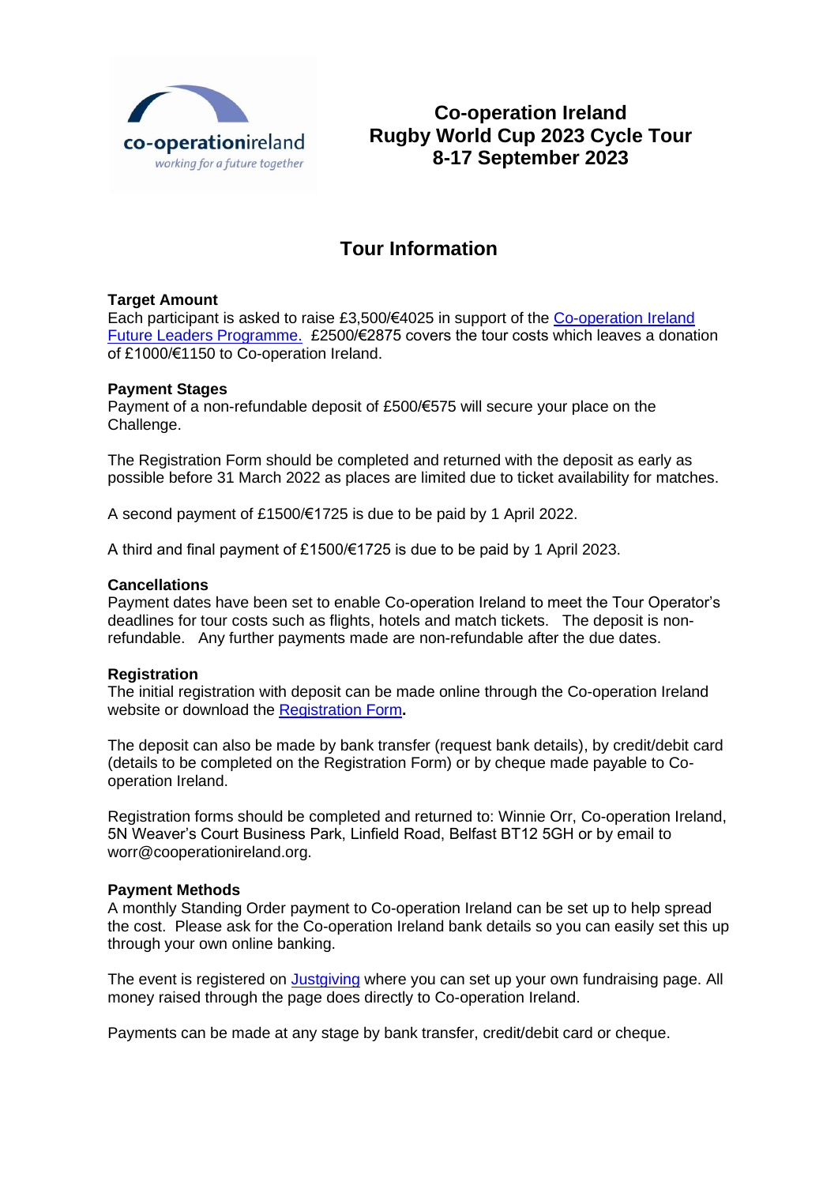co-operationireland
*working for a future together*

# Co-operation Ireland Rugby World Cup 2023 Cycle Tour 8-17 September 2023

## Tour Information

**Target Amount**
Each participant is asked to raise £3,500/€4025 in support of the Co-operation Ireland Future Leaders Programme. £2500/€2875 covers the tour costs which leaves a donation of £1000/€1150 to Co-operation Ireland.

**Payment Stages**
Payment of a non-refundable deposit of £500/€575 will secure your place on the Challenge.

The Registration Form should be completed and returned with the deposit as early as possible before 31 March 2022 as places are limited due to ticket availability for matches.

A second payment of £1500/€1725 is due to be paid by 1 April 2022.

A third and final payment of £1500/€1725 is due to be paid by 1 April 2023.

**Cancellations**
Payment dates have been set to enable Co-operation Ireland to meet the Tour Operator's deadlines for tour costs such as flights, hotels and match tickets. The deposit is non-refundable. Any further payments made are non-refundable after the due dates.

**Registration**
The initial registration with deposit can be made online through the Co-operation Ireland website or download the Registration Form**.**

The deposit can also be made by bank transfer (request bank details), by credit/debit card (details to be completed on the Registration Form) or by cheque made payable to Co-operation Ireland.

Registration forms should be completed and returned to: Winnie Orr, Co-operation Ireland, 5N Weaver's Court Business Park, Linfield Road, Belfast BT12 5GH or by email to worr@cooperationireland.org.

**Payment Methods**
A monthly Standing Order payment to Co-operation Ireland can be set up to help spread the cost. Please ask for the Co-operation Ireland bank details so you can easily set this up through your own online banking.

The event is registered on Justgiving where you can set up your own fundraising page. All money raised through the page does directly to Co-operation Ireland.

Payments can be made at any stage by bank transfer, credit/debit card or cheque.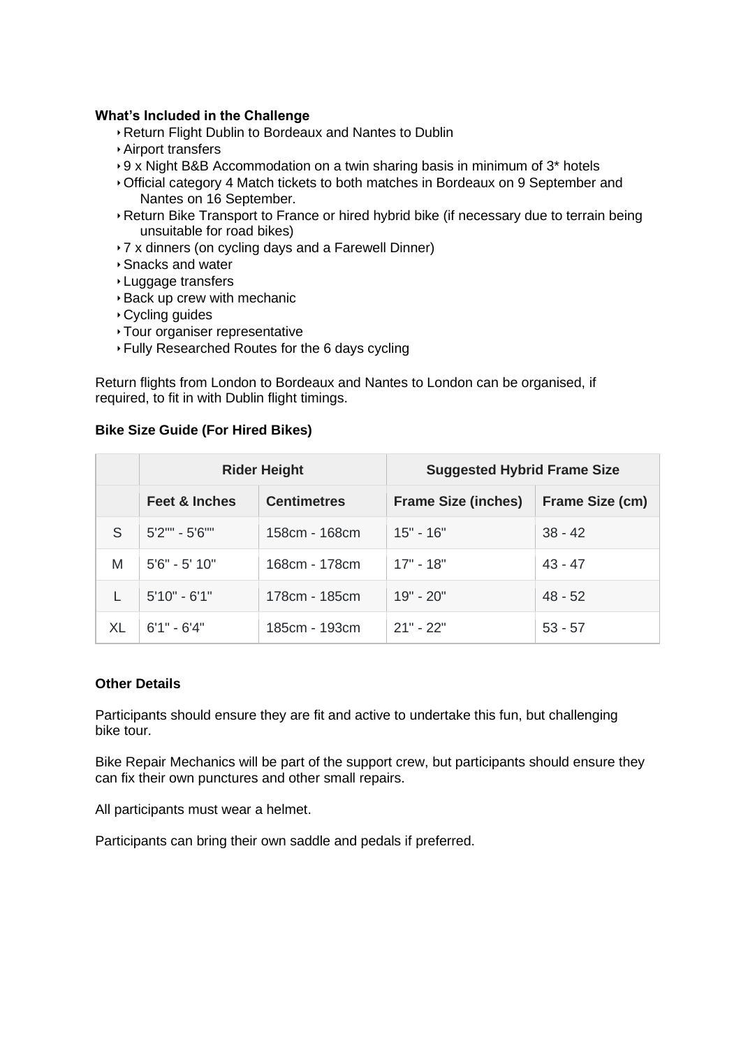**What's Included in the Challenge**

- Return Flight Dublin to Bordeaux and Nantes to Dublin
- Airport transfers
- 9 x Night B&B Accommodation on a twin sharing basis in minimum of 3* hotels
- Official category 4 Match tickets to both matches in Bordeaux on 9 September and Nantes on 16 September.
- Return Bike Transport to France or hired hybrid bike (if necessary due to terrain being unsuitable for road bikes)
- 7 x dinners (on cycling days and a Farewell Dinner)
- Snacks and water
- Luggage transfers
- Back up crew with mechanic
- Cycling guides
- Tour organiser representative
- Fully Researched Routes for the 6 days cycling

Return flights from London to Bordeaux and Nantes to London can be organised, if required, to fit in with Dublin flight timings.

**Bike Size Guide (For Hired Bikes)**

| | Rider Height | | Suggested Hybrid Frame Size | |
|---|---|---|---|---|
| | **Feet & Inches** | **Centimetres** | **Frame Size (inches)** | **Frame Size (cm)** |
| S | 5'2"" - 5'6"" | 158cm - 168cm | 15" - 16" | 38 - 42 |
| M | 5'6" - 5' 10" | 168cm - 178cm | 17" - 18" | 43 - 47 |
| L | 5'10" - 6'1" | 178cm - 185cm | 19" - 20" | 48 - 52 |
| XL | 6'1" - 6'4" | 185cm - 193cm | 21" - 22" | 53 - 57 |

**Other Details**

Participants should ensure they are fit and active to undertake this fun, but challenging bike tour.

Bike Repair Mechanics will be part of the support crew, but participants should ensure they can fix their own punctures and other small repairs.

All participants must wear a helmet.

Participants can bring their own saddle and pedals if preferred.